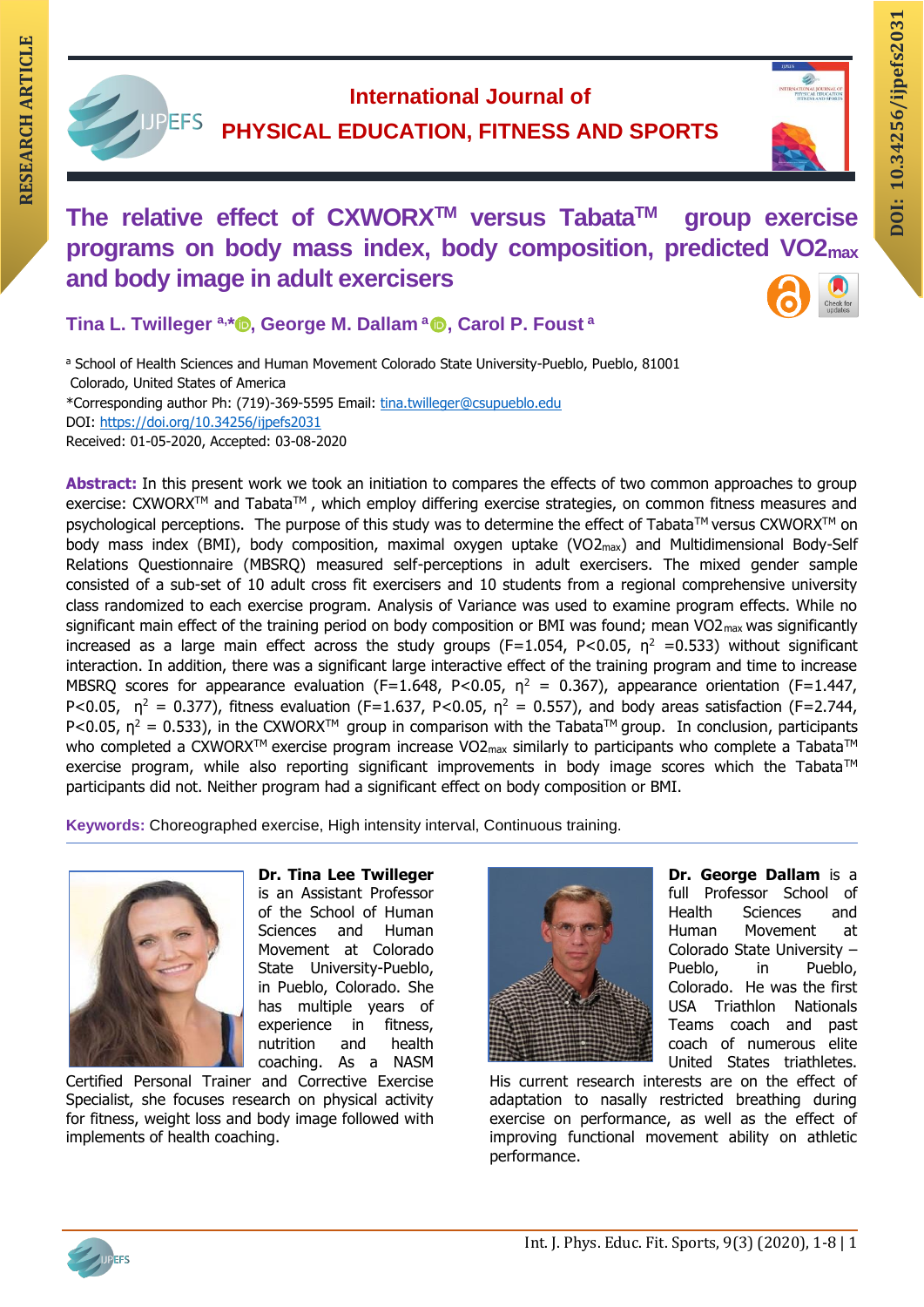# The relative effect of CXWORX™ versus Tabata™ group exercise programs on body mass index, body composition, predicted $VO2_{max}$ and body image in adult exercisers

**Tina L. Twilleger** [a,*], **George M. Dallam** [a], **Carol P. Foust** [a]

[a] School of Health Sciences and Human Movement Colorado State University-Pueblo, Pueblo, 81001 Colorado, United States of America

*Corresponding author Ph: (719)-369-5595 Email: tina.twilleger@csupueblo.edu

DOI: https://doi.org/10.34256/ijpefs2031

Received: 01-05-2020, Accepted: 03-08-2020

**Abstract:** In this present work we took an initiation to compares the effects of two common approaches to group exercise: CXWORX™ and Tabata™, which employ differing exercise strategies, on common fitness measures and psychological perceptions. The purpose of this study was to determine the effect of Tabata™ versus CXWORX™ on body mass index (BMI), body composition, maximal oxygen uptake ($VO2_{max}$) and Multidimensional Body-Self Relations Questionnaire (MBSRQ) measured self-perceptions in adult exercisers. The mixed gender sample consisted of a sub-set of 10 adult cross fit exercisers and 10 students from a regional comprehensive university class randomized to each exercise program. Analysis of Variance was used to examine program effects. While no significant main effect of the training period on body composition or BMI was found; mean $VO2_{max}$ was significantly increased as a large main effect across the study groups ($F=1.054$, $P<0.05$, $\eta^2=0.533$) without significant interaction. In addition, there was a significant large interactive effect of the training program and time to increase MBSRQ scores for appearance evaluation ($F=1.648$, $P<0.05$, $\eta^2 = 0.367$), appearance orientation ($F=1.447$, $P<0.05$, $\eta^2 = 0.377$), fitness evaluation ($F=1.637$, $P<0.05$, $\eta^2 = 0.557$), and body areas satisfaction ($F=2.744$, $P<0.05$, $\eta^2 = 0.533$), in the CXWORX™ group in comparison with the Tabata™ group. In conclusion, participants who completed a CXWORX™ exercise program increase $VO2_{max}$ similarly to participants who complete a Tabata™ exercise program, while also reporting significant improvements in body image scores which the Tabata™ participants did not. Neither program had a significant effect on body composition or BMI.

**Keywords:** Choreographed exercise, High intensity interval, Continuous training.

---

**Dr. Tina Lee Twilleger** is an Assistant Professor of the School of Human Sciences and Human Movement at Colorado State University-Pueblo, in Pueblo, Colorado. She has multiple years of experience in fitness, nutrition and health coaching. As a NASM Certified Personal Trainer and Corrective Exercise Specialist, she focuses research on physical activity for fitness, weight loss and body image followed with implements of health coaching.

**Dr. George Dallam** is a full Professor School of Health Sciences and Human Movement at Colorado State University – Pueblo, in Pueblo, Colorado. He was the first USA Triathlon Nationals Teams coach and past coach of numerous elite United States triathletes. His current research interests are on the effect of adaptation to nasally restricted breathing during exercise on performance, as well as the effect of improving functional movement ability on athletic performance.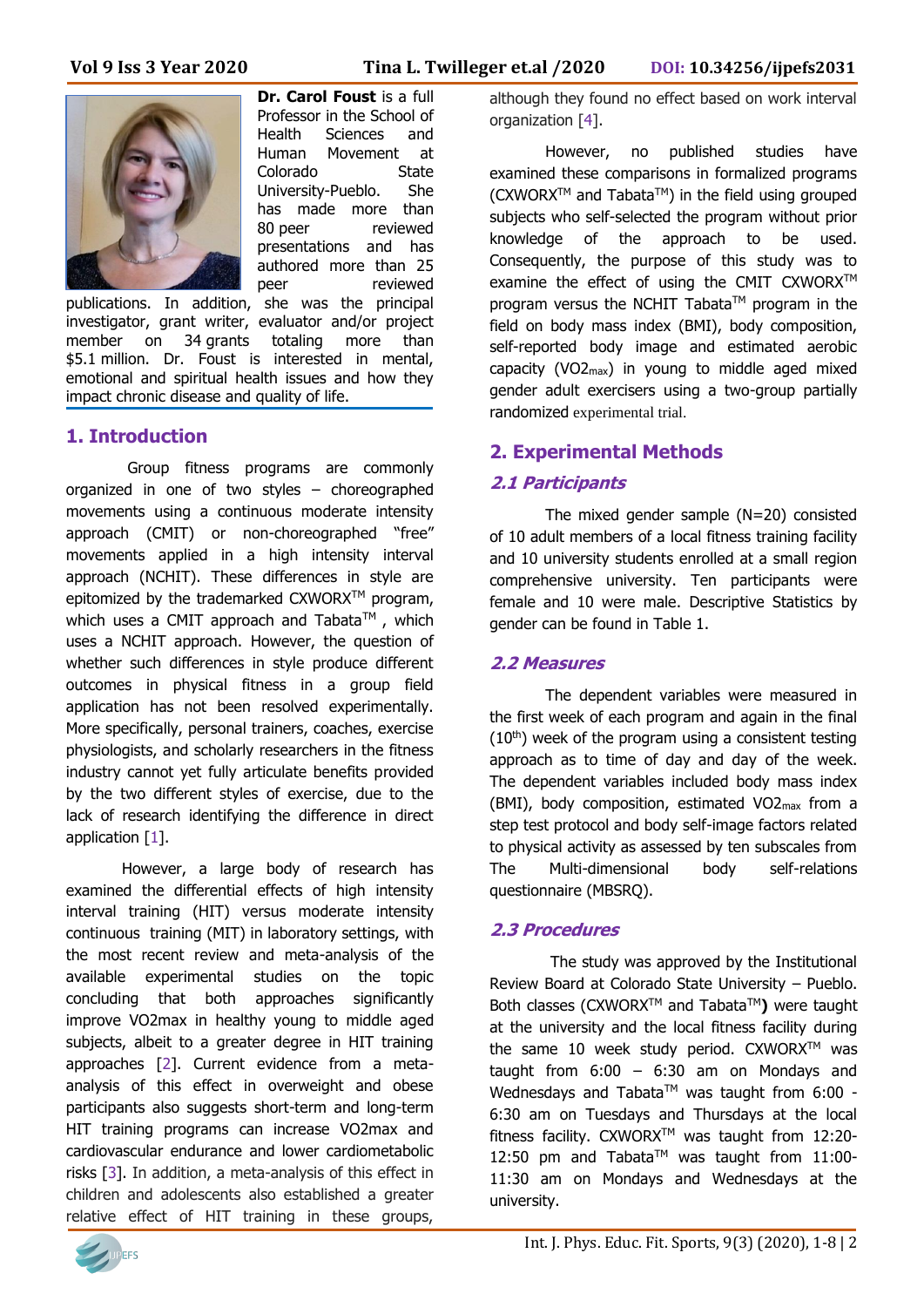**Dr. Carol Foust** is a full Professor in the School of Health Sciences and Human Movement at Colorado State University-Pueblo. She has made more than 80 peer reviewed presentations and has authored more than 25 peer reviewed publications. In addition, she was the principal investigator, grant writer, evaluator and/or project member on 34 grants totaling more than $5.1 million. Dr. Foust is interested in mental, emotional and spiritual health issues and how they impact chronic disease and quality of life.

## 1. Introduction

Group fitness programs are commonly organized in one of two styles – choreographed movements using a continuous moderate intensity approach (CMIT) or non-choreographed "free" movements applied in a high intensity interval approach (NCHIT). These differences in style are epitomized by the trademarked CXWORX™ program, which uses a CMIT approach and Tabata™ , which uses a NCHIT approach. However, the question of whether such differences in style produce different outcomes in physical fitness in a group field application has not been resolved experimentally. More specifically, personal trainers, coaches, exercise physiologists, and scholarly researchers in the fitness industry cannot yet fully articulate benefits provided by the two different styles of exercise, due to the lack of research identifying the difference in direct application [1].

However, a large body of research has examined the differential effects of high intensity interval training (HIT) versus moderate intensity continuous training (MIT) in laboratory settings, with the most recent review and meta-analysis of the available experimental studies on the topic concluding that both approaches significantly improve VO2max in healthy young to middle aged subjects, albeit to a greater degree in HIT training approaches [2]. Current evidence from a meta-analysis of this effect in overweight and obese participants also suggests short-term and long-term HIT training programs can increase VO2max and cardiovascular endurance and lower cardiometabolic risks [3]. In addition, a meta-analysis of this effect in children and adolescents also established a greater relative effect of HIT training in these groups, although they found no effect based on work interval organization [4].

However, no published studies have examined these comparisons in formalized programs (CXWORX™ and Tabata™) in the field using grouped subjects who self-selected the program without prior knowledge of the approach to be used. Consequently, the purpose of this study was to examine the effect of using the CMIT CXWORX™ program versus the NCHIT Tabata™ program in the field on body mass index (BMI), body composition, self-reported body image and estimated aerobic capacity ($VO2_{max}$) in young to middle aged mixed gender adult exercisers using a two-group partially randomized experimental trial.

## 2. Experimental Methods

### *2.1 Participants*

The mixed gender sample (N=20) consisted of 10 adult members of a local fitness training facility and 10 university students enrolled at a small region comprehensive university. Ten participants were female and 10 were male. Descriptive Statistics by gender can be found in Table 1.

### *2.2 Measures*

The dependent variables were measured in the first week of each program and again in the final ($10^{th}$) week of the program using a consistent testing approach as to time of day and day of the week. The dependent variables included body mass index (BMI), body composition, estimated $VO2_{max}$ from a step test protocol and body self-image factors related to physical activity as assessed by ten subscales from The Multi-dimensional body self-relations questionnaire (MBSRQ).

### *2.3 Procedures*

The study was approved by the Institutional Review Board at Colorado State University – Pueblo. Both classes (CXWORX™ and Tabata™**)** were taught at the university and the local fitness facility during the same 10 week study period. CXWORX™ was taught from 6:00 – 6:30 am on Mondays and Wednesdays and Tabata™ was taught from 6:00 - 6:30 am on Tuesdays and Thursdays at the local fitness facility. CXWORX™ was taught from 12:20-12:50 pm and Tabata™ was taught from 11:00-11:30 am on Mondays and Wednesdays at the university.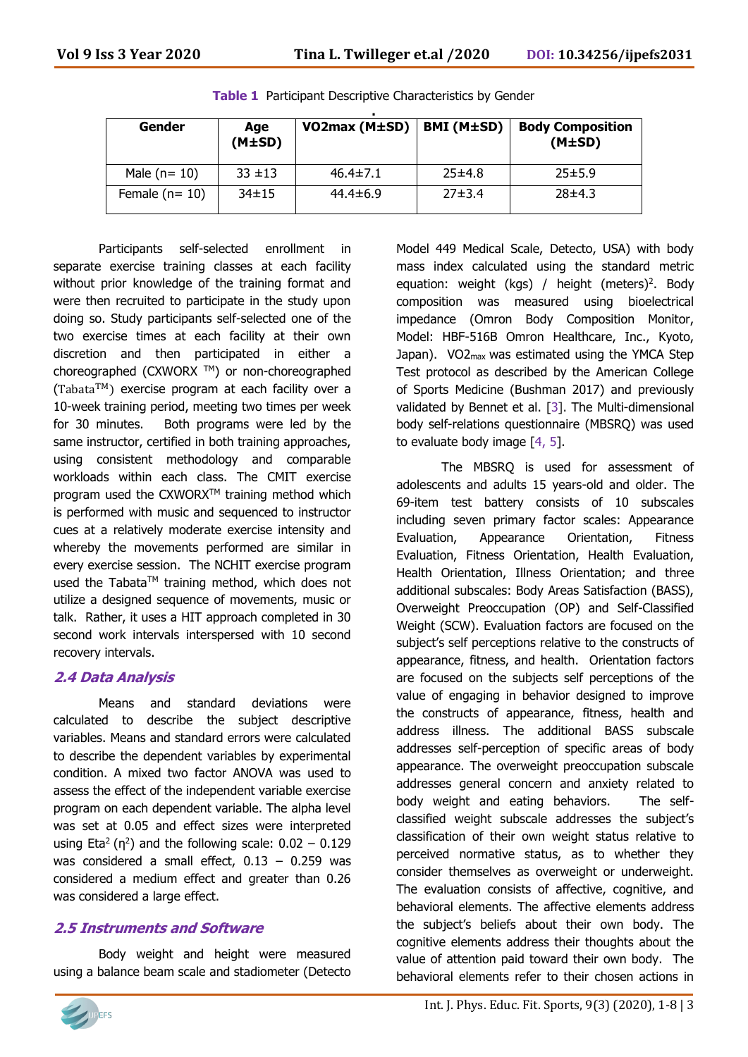**Table 1** Participant Descriptive Characteristics by Gender

| Gender | Age (M±SD) | VO2max (M±SD) | BMI (M±SD) | Body Composition (M±SD) |
|---|---|---|---|---|
| Male (n= 10) | 33 ±13 | 46.4±7.1 | 25±4.8 | 25±5.9 |
| Female (n= 10) | 34±15 | 44.4±6.9 | 27±3.4 | 28±4.3 |

Participants self-selected enrollment in separate exercise training classes at each facility without prior knowledge of the training format and were then recruited to participate in the study upon doing so. Study participants self-selected one of the two exercise times at each facility at their own discretion and then participated in either a choreographed (CXWORX ™) or non-choreographed (Tabata™) exercise program at each facility over a 10-week training period, meeting two times per week for 30 minutes. Both programs were led by the same instructor, certified in both training approaches, using consistent methodology and comparable workloads within each class. The CMIT exercise program used the CXWORX™ training method which is performed with music and sequenced to instructor cues at a relatively moderate exercise intensity and whereby the movements performed are similar in every exercise session. The NCHIT exercise program used the Tabata™ training method, which does not utilize a designed sequence of movements, music or talk. Rather, it uses a HIT approach completed in 30 second work intervals interspersed with 10 second recovery intervals.

## *2.4 Data Analysis*

Means and standard deviations were calculated to describe the subject descriptive variables. Means and standard errors were calculated to describe the dependent variables by experimental condition. A mixed two factor ANOVA was used to assess the effect of the independent variable exercise program on each dependent variable. The alpha level was set at 0.05 and effect sizes were interpreted using Eta$^2$ ($\eta^2$) and the following scale: 0.02 – 0.129 was considered a small effect, 0.13 – 0.259 was considered a medium effect and greater than 0.26 was considered a large effect.

## *2.5 Instruments and Software*

Body weight and height were measured using a balance beam scale and stadiometer (Detecto Model 449 Medical Scale, Detecto, USA) with body mass index calculated using the standard metric equation: weight (kgs) / height (meters)$^2$. Body composition was measured using bioelectrical impedance (Omron Body Composition Monitor, Model: HBF-516B Omron Healthcare, Inc., Kyoto, Japan). $VO2_{max}$ was estimated using the YMCA Step Test protocol as described by the American College of Sports Medicine (Bushman 2017) and previously validated by Bennet et al. [3]. The Multi-dimensional body self-relations questionnaire (MBSRQ) was used to evaluate body image [4, 5].

The MBSRQ is used for assessment of adolescents and adults 15 years-old and older. The 69-item test battery consists of 10 subscales including seven primary factor scales: Appearance Evaluation, Appearance Orientation, Fitness Evaluation, Fitness Orientation, Health Evaluation, Health Orientation, Illness Orientation; and three additional subscales: Body Areas Satisfaction (BASS), Overweight Preoccupation (OP) and Self-Classified Weight (SCW). Evaluation factors are focused on the subject's self perceptions relative to the constructs of appearance, fitness, and health. Orientation factors are focused on the subjects self perceptions of the value of engaging in behavior designed to improve the constructs of appearance, fitness, health and address illness. The additional BASS subscale addresses self-perception of specific areas of body appearance. The overweight preoccupation subscale addresses general concern and anxiety related to body weight and eating behaviors. The self-classified weight subscale addresses the subject's classification of their own weight status relative to perceived normative status, as to whether they consider themselves as overweight or underweight. The evaluation consists of affective, cognitive, and behavioral elements. The affective elements address the subject's beliefs about their own body. The cognitive elements address their thoughts about the value of attention paid toward their own body. The behavioral elements refer to their chosen actions in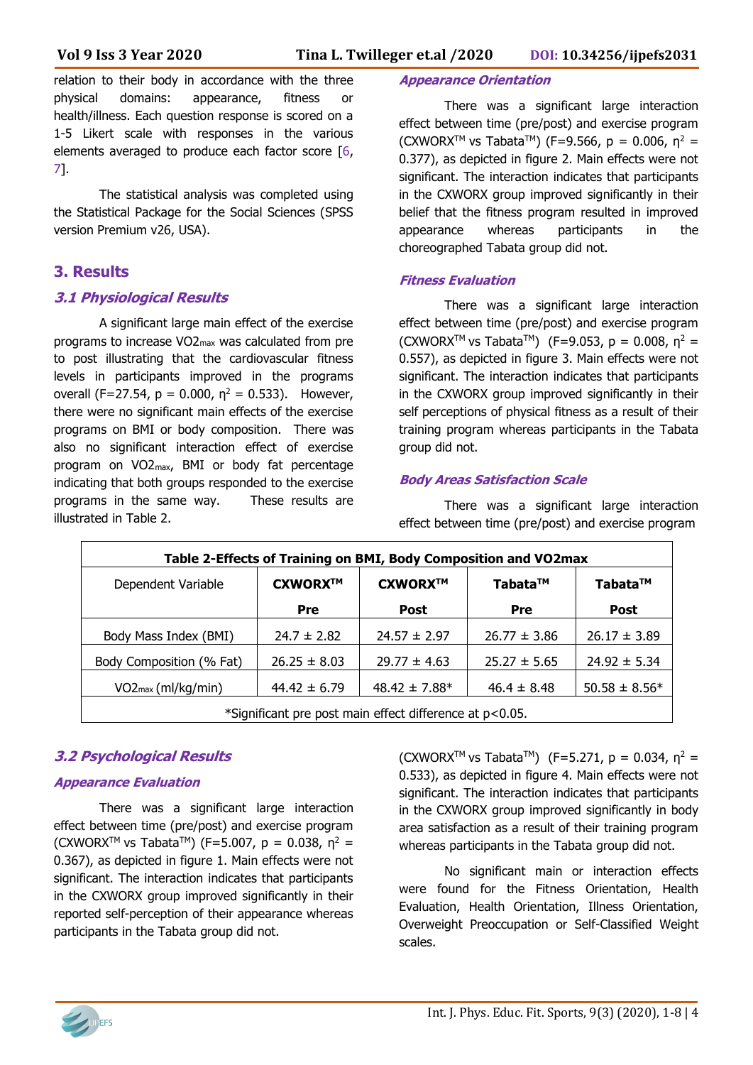relation to their body in accordance with the three physical domains: appearance, fitness or health/illness. Each question response is scored on a 1-5 Likert scale with responses in the various elements averaged to produce each factor score [6, 7].

The statistical analysis was completed using the Statistical Package for the Social Sciences (SPSS version Premium v26, USA).

## 3. Results

### 3.1 Physiological Results

A significant large main effect of the exercise programs to increase $VO2_{max}$ was calculated from pre to post illustrating that the cardiovascular fitness levels in participants improved in the programs overall ($F=27.54$, $p = 0.000$, $\eta^2 = 0.533$). However, there were no significant main effects of the exercise programs on BMI or body composition. There was also no significant interaction effect of exercise program on $VO2_{max}$, BMI or body fat percentage indicating that both groups responded to the exercise programs in the same way. These results are illustrated in Table 2.

**Table 2-Effects of Training on BMI, Body Composition and VO2max**

| Dependent Variable | CXWORX™ Pre | CXWORX™ Post | Tabata™ Pre | Tabata™ Post |
|---|---|---|---|---|
| Body Mass Index (BMI) | 24.7 ± 2.82 | 24.57 ± 2.97 | 26.77 ± 3.86 | 26.17 ± 3.89 |
| Body Composition (% Fat) | 26.25 ± 8.03 | 29.77 ± 4.63 | 25.27 ± 5.65 | 24.92 ± 5.34 |
| $VO2_{max}$ (ml/kg/min) | 44.42 ± 6.79 | 48.42 ± 7.88* | 46.4 ± 8.48 | 50.58 ± 8.56* |

*Significant pre post main effect difference at p<0.05.

### 3.2 Psychological Results

#### *Appearance Evaluation*

There was a significant large interaction effect between time (pre/post) and exercise program (CXWORX™ vs Tabata™) ($F=5.007$, $p = 0.038$, $\eta^2 = 0.367$), as depicted in figure 1. Main effects were not significant. The interaction indicates that participants in the CXWORX group improved significantly in their reported self-perception of their appearance whereas participants in the Tabata group did not.

#### *Appearance Orientation*

There was a significant large interaction effect between time (pre/post) and exercise program (CXWORX™ vs Tabata™) ($F=9.566$, $p = 0.006$, $\eta^2 = 0.377$), as depicted in figure 2. Main effects were not significant. The interaction indicates that participants in the CXWORX group improved significantly in their belief that the fitness program resulted in improved appearance whereas participants in the choreographed Tabata group did not.

#### *Fitness Evaluation*

There was a significant large interaction effect between time (pre/post) and exercise program (CXWORX™ vs Tabata™) ($F=9.053$, $p = 0.008$, $\eta^2 = 0.557$), as depicted in figure 3. Main effects were not significant. The interaction indicates that participants in the CXWORX group improved significantly in their self perceptions of physical fitness as a result of their training program whereas participants in the Tabata group did not.

#### *Body Areas Satisfaction Scale*

There was a significant large interaction effect between time (pre/post) and exercise program (CXWORX™ vs Tabata™) ($F=5.271$, $p = 0.034$, $\eta^2 = 0.533$), as depicted in figure 4. Main effects were not significant. The interaction indicates that participants in the CXWORX group improved significantly in body area satisfaction as a result of their training program whereas participants in the Tabata group did not.

No significant main or interaction effects were found for the Fitness Orientation, Health Evaluation, Health Orientation, Illness Orientation, Overweight Preoccupation or Self-Classified Weight scales.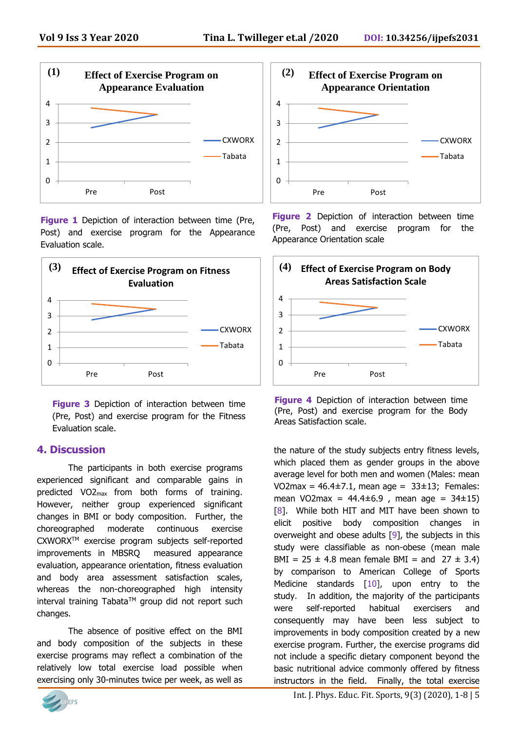**Figure 1** Depiction of interaction between time (Pre, Post) and exercise program for the Appearance Evaluation scale.

**Figure 2** Depiction of interaction between time (Pre, Post) and exercise program for the Appearance Orientation scale

**Figure 3** Depiction of interaction between time (Pre, Post) and exercise program for the Fitness Evaluation scale.

**Figure 4** Depiction of interaction between time (Pre, Post) and exercise program for the Body Areas Satisfaction scale.

## 4. Discussion

The participants in both exercise programs experienced significant and comparable gains in predicted $VO2_{max}$ from both forms of training. However, neither group experienced significant changes in BMI or body composition. Further, the choreographed moderate continuous exercise CXWORX™ exercise program subjects self-reported improvements in MBSRQ measured appearance evaluation, appearance orientation, fitness evaluation and body area assessment satisfaction scales, whereas the non-choreographed high intensity interval training Tabata™ group did not report such changes.

The absence of positive effect on the BMI and body composition of the subjects in these exercise programs may reflect a combination of the relatively low total exercise load possible when exercising only 30-minutes twice per week, as well as the nature of the study subjects entry fitness levels, which placed them as gender groups in the above average level for both men and women (Males: mean VO2max = 46.4±7.1, mean age = 33±13; Females: mean VO2max = 44.4±6.9 , mean age = 34±15) [8]. While both HIT and MIT have been shown to elicit positive body composition changes in overweight and obese adults [9], the subjects in this study were classifiable as non-obese (mean male BMI = 25 ± 4.8 mean female BMI = and 27 ± 3.4) by comparison to American College of Sports Medicine standards [10], upon entry to the study. In addition, the majority of the participants were self-reported habitual exercisers and consequently may have been less subject to improvements in body composition created by a new exercise program. Further, the exercise programs did not include a specific dietary component beyond the basic nutritional advice commonly offered by fitness instructors in the field. Finally, the total exercise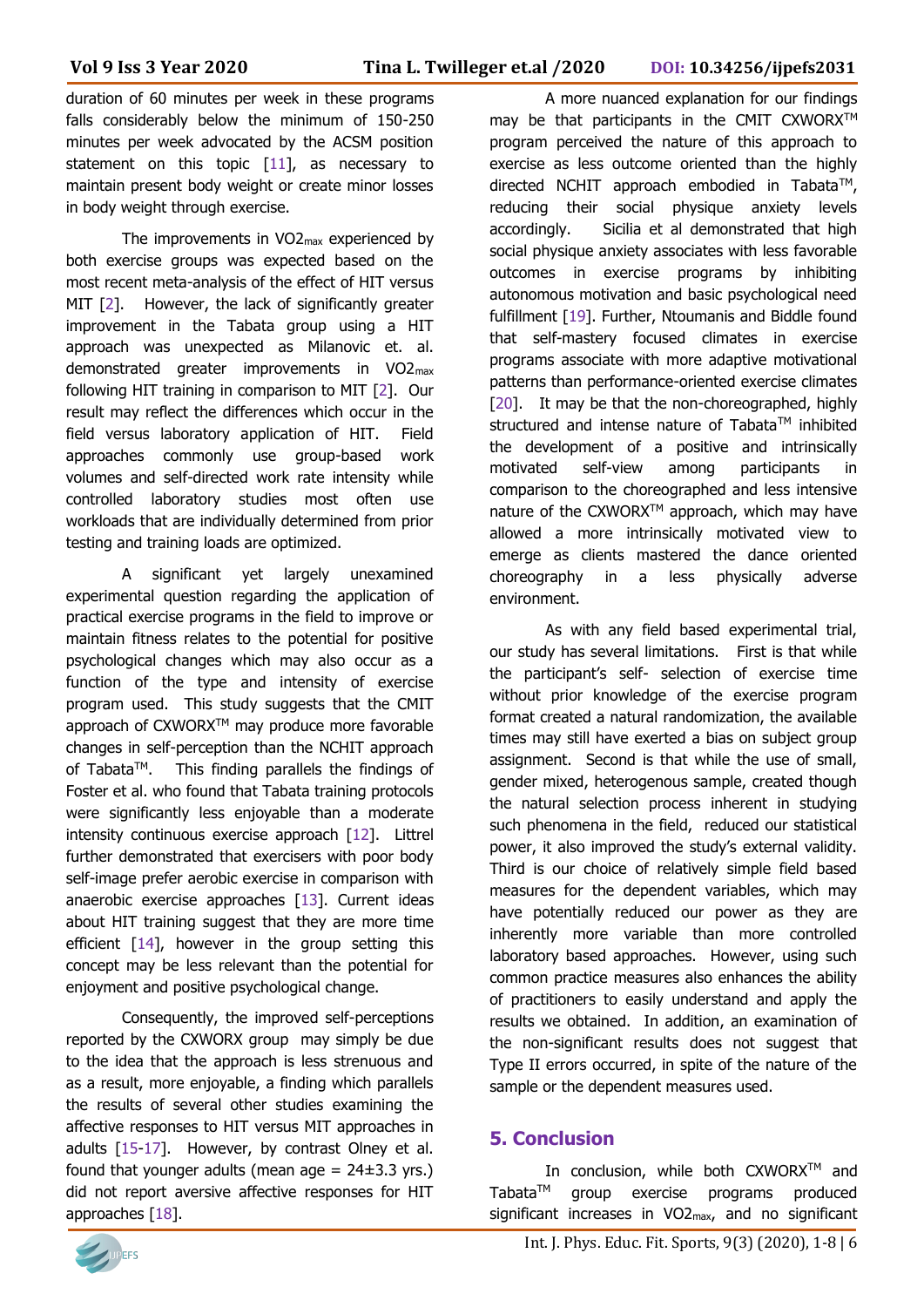duration of 60 minutes per week in these programs falls considerably below the minimum of 150-250 minutes per week advocated by the ACSM position statement on this topic [11], as necessary to maintain present body weight or create minor losses in body weight through exercise.

The improvements in $VO2_{max}$ experienced by both exercise groups was expected based on the most recent meta-analysis of the effect of HIT versus MIT [2]. However, the lack of significantly greater improvement in the Tabata group using a HIT approach was unexpected as Milanovic et. al. demonstrated greater improvements in $VO2_{max}$ following HIT training in comparison to MIT [2]. Our result may reflect the differences which occur in the field versus laboratory application of HIT. Field approaches commonly use group-based work volumes and self-directed work rate intensity while controlled laboratory studies most often use workloads that are individually determined from prior testing and training loads are optimized.

A significant yet largely unexamined experimental question regarding the application of practical exercise programs in the field to improve or maintain fitness relates to the potential for positive psychological changes which may also occur as a function of the type and intensity of exercise program used. This study suggests that the CMIT approach of CXWORX™ may produce more favorable changes in self-perception than the NCHIT approach of Tabata™. This finding parallels the findings of Foster et al. who found that Tabata training protocols were significantly less enjoyable than a moderate intensity continuous exercise approach [12]. Littrel further demonstrated that exercisers with poor body self-image prefer aerobic exercise in comparison with anaerobic exercise approaches [13]. Current ideas about HIT training suggest that they are more time efficient [14], however in the group setting this concept may be less relevant than the potential for enjoyment and positive psychological change.

Consequently, the improved self-perceptions reported by the CXWORX group may simply be due to the idea that the approach is less strenuous and as a result, more enjoyable, a finding which parallels the results of several other studies examining the affective responses to HIT versus MIT approaches in adults [15-17]. However, by contrast Olney et al. found that younger adults (mean age = 24±3.3 yrs.) did not report aversive affective responses for HIT approaches [18].

A more nuanced explanation for our findings may be that participants in the CMIT CXWORX™ program perceived the nature of this approach to exercise as less outcome oriented than the highly directed NCHIT approach embodied in Tabata™, reducing their social physique anxiety levels accordingly. Sicilia et al demonstrated that high social physique anxiety associates with less favorable outcomes in exercise programs by inhibiting autonomous motivation and basic psychological need fulfillment [19]. Further, Ntoumanis and Biddle found that self-mastery focused climates in exercise programs associate with more adaptive motivational patterns than performance-oriented exercise climates [20]. It may be that the non-choreographed, highly structured and intense nature of Tabata™ inhibited the development of a positive and intrinsically motivated self-view among participants in comparison to the choreographed and less intensive nature of the CXWORX™ approach, which may have allowed a more intrinsically motivated view to emerge as clients mastered the dance oriented choreography in a less physically adverse environment.

As with any field based experimental trial, our study has several limitations. First is that while the participant's self- selection of exercise time without prior knowledge of the exercise program format created a natural randomization, the available times may still have exerted a bias on subject group assignment. Second is that while the use of small, gender mixed, heterogenous sample, created though the natural selection process inherent in studying such phenomena in the field, reduced our statistical power, it also improved the study's external validity. Third is our choice of relatively simple field based measures for the dependent variables, which may have potentially reduced our power as they are inherently more variable than more controlled laboratory based approaches. However, using such common practice measures also enhances the ability of practitioners to easily understand and apply the results we obtained. In addition, an examination of the non-significant results does not suggest that Type II errors occurred, in spite of the nature of the sample or the dependent measures used.

## 5. Conclusion

In conclusion, while both CXWORX™ and Tabata™ group exercise programs produced significant increases in $VO2_{max}$, and no significant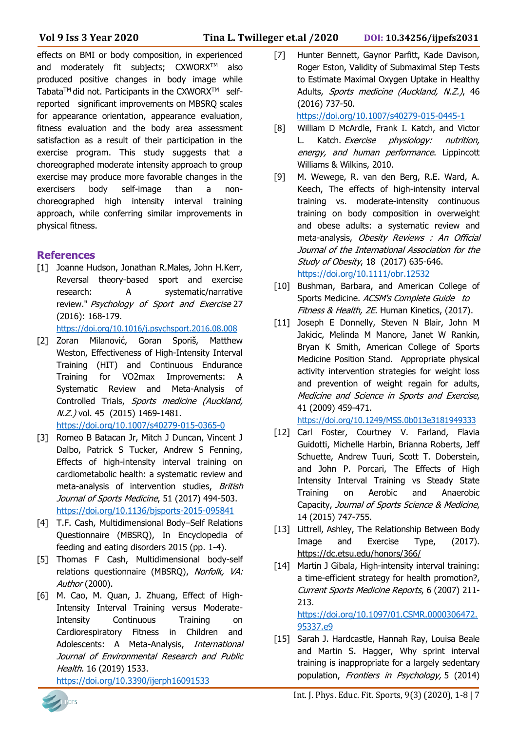effects on BMI or body composition, in experienced and moderately fit subjects; CXWORX™ also produced positive changes in body image while Tabata™ did not. Participants in the CXWORX™ self-reported significant improvements on MBSRQ scales for appearance orientation, appearance evaluation, fitness evaluation and the body area assessment satisfaction as a result of their participation in the exercise program. This study suggests that a choreographed moderate intensity approach to group exercise may produce more favorable changes in the exercisers body self-image than a non-choreographed high intensity interval training approach, while conferring similar improvements in physical fitness.

## References

[1] Joanne Hudson, Jonathan R.Males, John H.Kerr, Reversal theory-based sport and exercise research: A systematic/narrative review." *Psychology of Sport and Exercise* 27 (2016): 168-179. https://doi.org/10.1016/j.psychsport.2016.08.008

[2] Zoran Milanović, Goran Sporiš, Matthew Weston, Effectiveness of High-Intensity Interval Training (HIT) and Continuous Endurance Training for VO2max Improvements: A Systematic Review and Meta-Analysis of Controlled Trials, *Sports medicine (Auckland, N.Z.)* vol. 45 (2015) 1469-1481. https://doi.org/10.1007/s40279-015-0365-0

[3] Romeo B Batacan Jr, Mitch J Duncan, Vincent J Dalbo, Patrick S Tucker, Andrew S Fenning, Effects of high-intensity interval training on cardiometabolic health: a systematic review and meta-analysis of intervention studies, *British Journal of Sports Medicine*, 51 (2017) 494-503. https://doi.org/10.1136/bjsports-2015-095841

[4] T.F. Cash, Multidimensional Body–Self Relations Questionnaire (MBSRQ), In Encyclopedia of feeding and eating disorders 2015 (pp. 1-4).

[5] Thomas F Cash, Multidimensional body-self relations questionnaire (MBSRQ), *Norfolk, VA: Author* (2000).

[6] M. Cao, M. Quan, J. Zhuang, Effect of High-Intensity Interval Training versus Moderate-Intensity Continuous Training on Cardiorespiratory Fitness in Children and Adolescents: A Meta-Analysis, *International Journal of Environmental Research and Public Health.* 16 (2019) 1533. https://doi.org/10.3390/ijerph16091533

[7] Hunter Bennett, Gaynor Parfitt, Kade Davison, Roger Eston, Validity of Submaximal Step Tests to Estimate Maximal Oxygen Uptake in Healthy Adults, *Sports medicine (Auckland, N.Z.)*, 46 (2016) 737-50. https://doi.org/10.1007/s40279-015-0445-1

[8] William D McArdle, Frank I. Katch, and Victor L. Katch. *Exercise physiology: nutrition, energy, and human performance*. Lippincott Williams & Wilkins, 2010.

[9] M. Wewege, R. van den Berg, R.E. Ward, A. Keech, The effects of high-intensity interval training vs. moderate-intensity continuous training on body composition in overweight and obese adults: a systematic review and meta-analysis, *Obesity Reviews : An Official Journal of the International Association for the Study of Obesity*, 18 (2017) 635-646. https://doi.org/10.1111/obr.12532

[10] Bushman, Barbara, and American College of Sports Medicine. *ACSM's Complete Guide to Fitness & Health, 2E*. Human Kinetics, (2017).

[11] Joseph E Donnelly, Steven N Blair, John M Jakicic, Melinda M Manore, Janet W Rankin, Bryan K Smith, American College of Sports Medicine Position Stand. Appropriate physical activity intervention strategies for weight loss and prevention of weight regain for adults, *Medicine and Science in Sports and Exercise*, 41 (2009) 459-471. https://doi.org/10.1249/MSS.0b013e3181949333

[12] Carl Foster, Courtney V. Farland, Flavia Guidotti, Michelle Harbin, Brianna Roberts, Jeff Schuette, Andrew Tuuri, Scott T. Doberstein, and John P. Porcari, The Effects of High Intensity Interval Training vs Steady State Training on Aerobic and Anaerobic Capacity, *Journal of Sports Science & Medicine*, 14 (2015) 747-755.

[13] Littrell, Ashley, The Relationship Between Body Image and Exercise Type, (2017). https://dc.etsu.edu/honors/366/

[14] Martin J Gibala, High-intensity interval training: a time-efficient strategy for health promotion?, *Current Sports Medicine Reports*, 6 (2007) 211-213. https://doi.org/10.1097/01.CSMR.0000306472.95337.e9

[15] Sarah J. Hardcastle, Hannah Ray, Louisa Beale and Martin S. Hagger, Why sprint interval training is inappropriate for a largely sedentary population, *Frontiers in Psychology,* 5 (2014)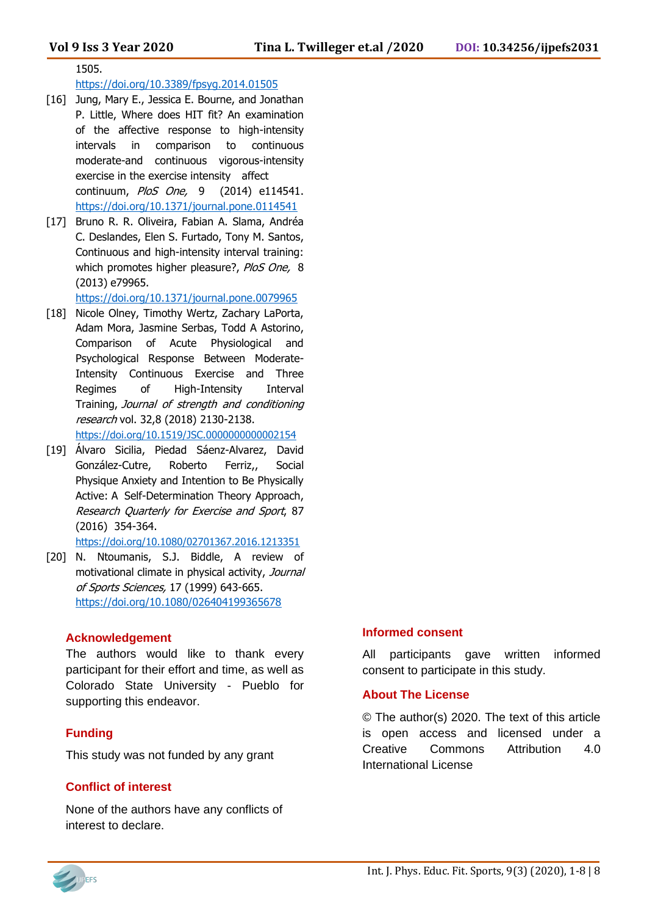1505. https://doi.org/10.3389/fpsyg.2014.01505

[16] Jung, Mary E., Jessica E. Bourne, and Jonathan P. Little, Where does HIT fit? An examination of the affective response to high-intensity intervals in comparison to continuous moderate-and continuous vigorous-intensity exercise in the exercise intensity affect continuum, *PloS One,* 9 (2014) e114541. https://doi.org/10.1371/journal.pone.0114541

[17] Bruno R. R. Oliveira, Fabian A. Slama, Andréa C. Deslandes, Elen S. Furtado, Tony M. Santos, Continuous and high-intensity interval training: which promotes higher pleasure?, *PloS One,* 8 (2013) e79965. https://doi.org/10.1371/journal.pone.0079965

[18] Nicole Olney, Timothy Wertz, Zachary LaPorta, Adam Mora, Jasmine Serbas, Todd A Astorino, Comparison of Acute Physiological and Psychological Response Between Moderate-Intensity Continuous Exercise and Three Regimes of High-Intensity Interval Training, *Journal of strength and conditioning research* vol. 32,8 (2018) 2130-2138. https://doi.org/10.1519/JSC.0000000000002154

[19] Álvaro Sicilia, Piedad Sáenz-Alvarez, David González-Cutre, Roberto Ferriz,, Social Physique Anxiety and Intention to Be Physically Active: A Self-Determination Theory Approach, *Research Quarterly for Exercise and Sport*, 87 (2016) 354-364. https://doi.org/10.1080/02701367.2016.1213351

[20] N. Ntoumanis, S.J. Biddle, A review of motivational climate in physical activity, *Journal of Sports Sciences,* 17 (1999) 643-665. https://doi.org/10.1080/026404199365678

## Acknowledgement

The authors would like to thank every participant for their effort and time, as well as Colorado State University - Pueblo for supporting this endeavor.

## Funding

This study was not funded by any grant

## Conflict of interest

None of the authors have any conflicts of interest to declare.

## Informed consent

All participants gave written informed consent to participate in this study.

## About The License

© The author(s) 2020. The text of this article is open access and licensed under a Creative Commons Attribution 4.0 International License